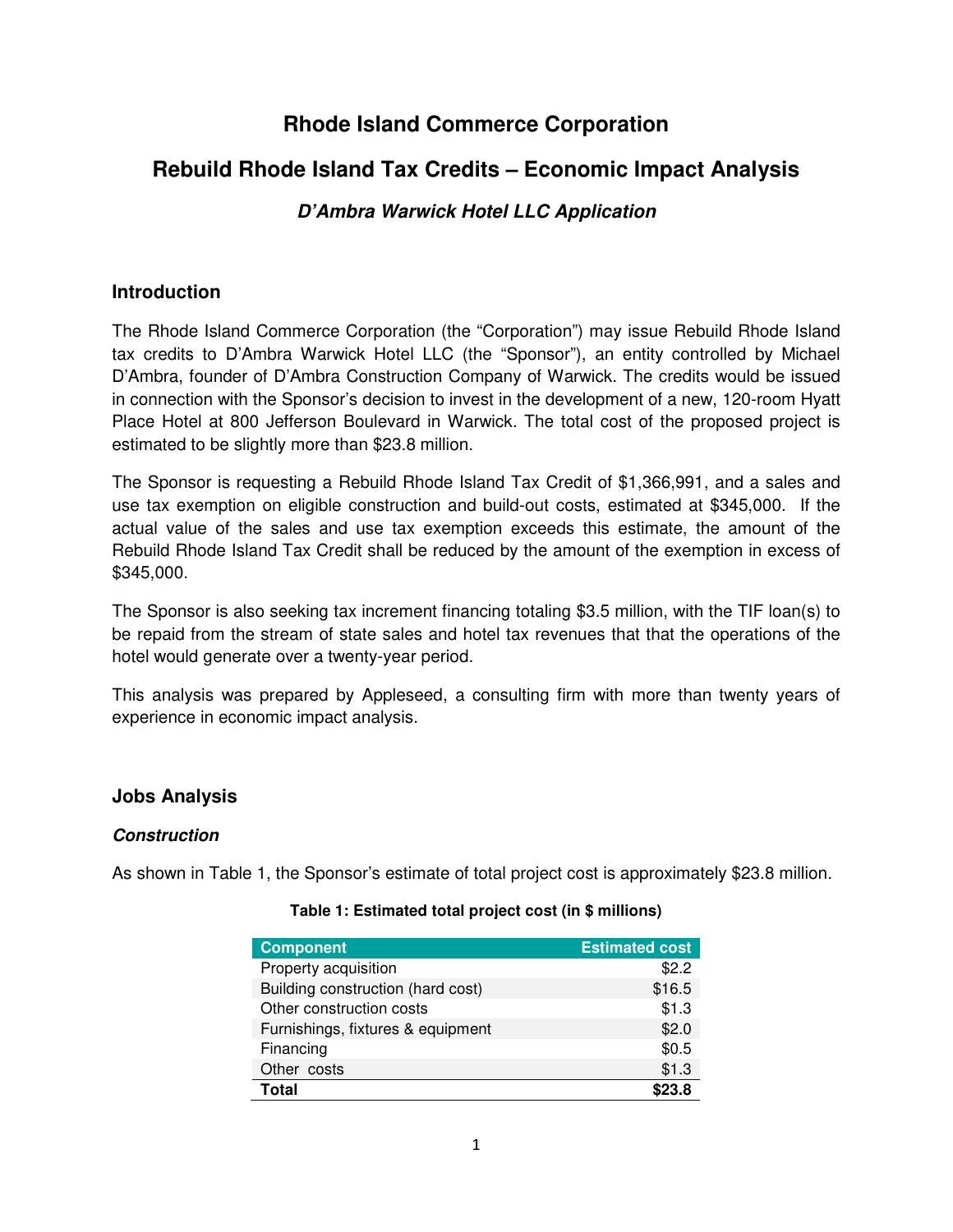# Rhode Island Commerce Corporation

# Rebuild Rhode Island Tax Credits – Economic Impact Analysis

### *D'Ambra Warwick Hotel LLC Application*

## Introduction

The Rhode Island Commerce Corporation (the "Corporation") may issue Rebuild Rhode Island tax credits to D'Ambra Warwick Hotel LLC (the "Sponsor"), an entity controlled by Michael D'Ambra, founder of D'Ambra Construction Company of Warwick. The credits would be issued in connection with the Sponsor's decision to invest in the development of a new, 120-room Hyatt Place Hotel at 800 Jefferson Boulevard in Warwick. The total cost of the proposed project is estimated to be slightly more than $23.8 million.

The Sponsor is requesting a Rebuild Rhode Island Tax Credit of $1,366,991, and a sales and use tax exemption on eligible construction and build-out costs, estimated at $345,000. If the actual value of the sales and use tax exemption exceeds this estimate, the amount of the Rebuild Rhode Island Tax Credit shall be reduced by the amount of the exemption in excess of $345,000.

The Sponsor is also seeking tax increment financing totaling $3.5 million, with the TIF loan(s) to be repaid from the stream of state sales and hotel tax revenues that that the operations of the hotel would generate over a twenty-year period.

This analysis was prepared by Appleseed, a consulting firm with more than twenty years of experience in economic impact analysis.

## Jobs Analysis

### *Construction*

As shown in Table 1, the Sponsor's estimate of total project cost is approximately $23.8 million.

**Table 1: Estimated total project cost (in $ millions)**

| Component | Estimated cost |
|---|---:|
| Property acquisition | $2.2 |
| Building construction (hard cost) | $16.5 |
| Other construction costs | $1.3 |
| Furnishings, fixtures & equipment | $2.0 |
| Financing | $0.5 |
| Other costs | $1.3 |
| **Total** | **$23.8** |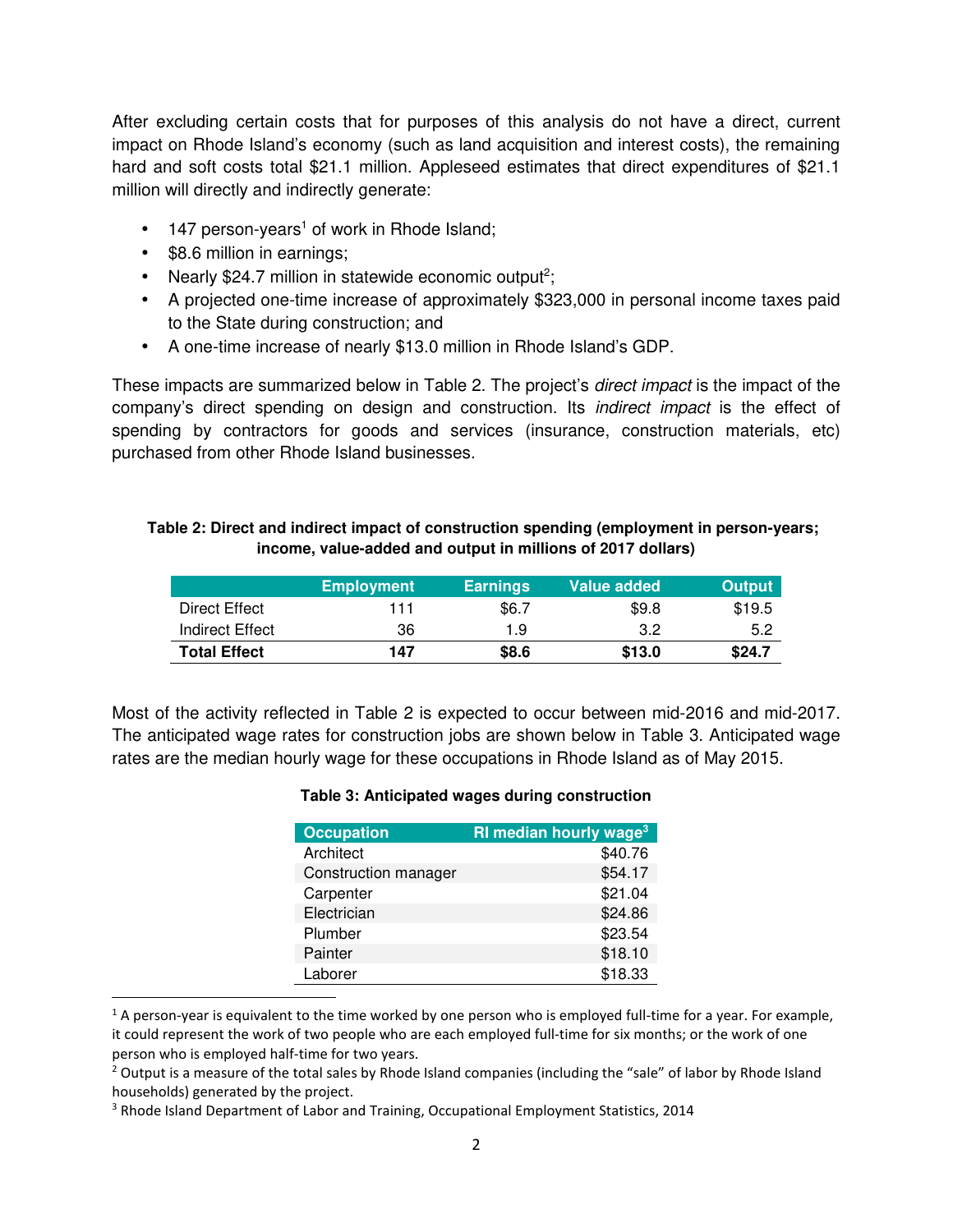After excluding certain costs that for purposes of this analysis do not have a direct, current impact on Rhode Island's economy (such as land acquisition and interest costs), the remaining hard and soft costs total $21.1 million. Appleseed estimates that direct expenditures of $21.1 million will directly and indirectly generate:

- 147 person-years[1] of work in Rhode Island;
- $8.6 million in earnings;
- Nearly $24.7 million in statewide economic output[2];
- A projected one-time increase of approximately $323,000 in personal income taxes paid to the State during construction; and
- A one-time increase of nearly $13.0 million in Rhode Island's GDP.

These impacts are summarized below in Table 2. The project's *direct impact* is the impact of the company's direct spending on design and construction. Its *indirect impact* is the effect of spending by contractors for goods and services (insurance, construction materials, etc) purchased from other Rhode Island businesses.

**Table 2: Direct and indirect impact of construction spending (employment in person-years; income, value-added and output in millions of 2017 dollars)**

| | Employment | Earnings | Value added | Output |
|---|---|---|---|---|
| Direct Effect | 111 | $6.7 | $9.8 | $19.5 |
| Indirect Effect | 36 | 1.9 | 3.2 | 5.2 |
| **Total Effect** | **147** | **$8.6** | **$13.0** | **$24.7** |

Most of the activity reflected in Table 2 is expected to occur between mid-2016 and mid-2017. The anticipated wage rates for construction jobs are shown below in Table 3. Anticipated wage rates are the median hourly wage for these occupations in Rhode Island as of May 2015.

**Table 3: Anticipated wages during construction**

| Occupation | RI median hourly wage[3] |
|---|---|
| Architect | $40.76 |
| Construction manager | $54.17 |
| Carpenter | $21.04 |
| Electrician | $24.86 |
| Plumber | $23.54 |
| Painter | $18.10 |
| Laborer | $18.33 |

[1] A person-year is equivalent to the time worked by one person who is employed full-time for a year. For example, it could represent the work of two people who are each employed full-time for six months; or the work of one person who is employed half-time for two years.

[2] Output is a measure of the total sales by Rhode Island companies (including the "sale" of labor by Rhode Island households) generated by the project.

[3] Rhode Island Department of Labor and Training, Occupational Employment Statistics, 2014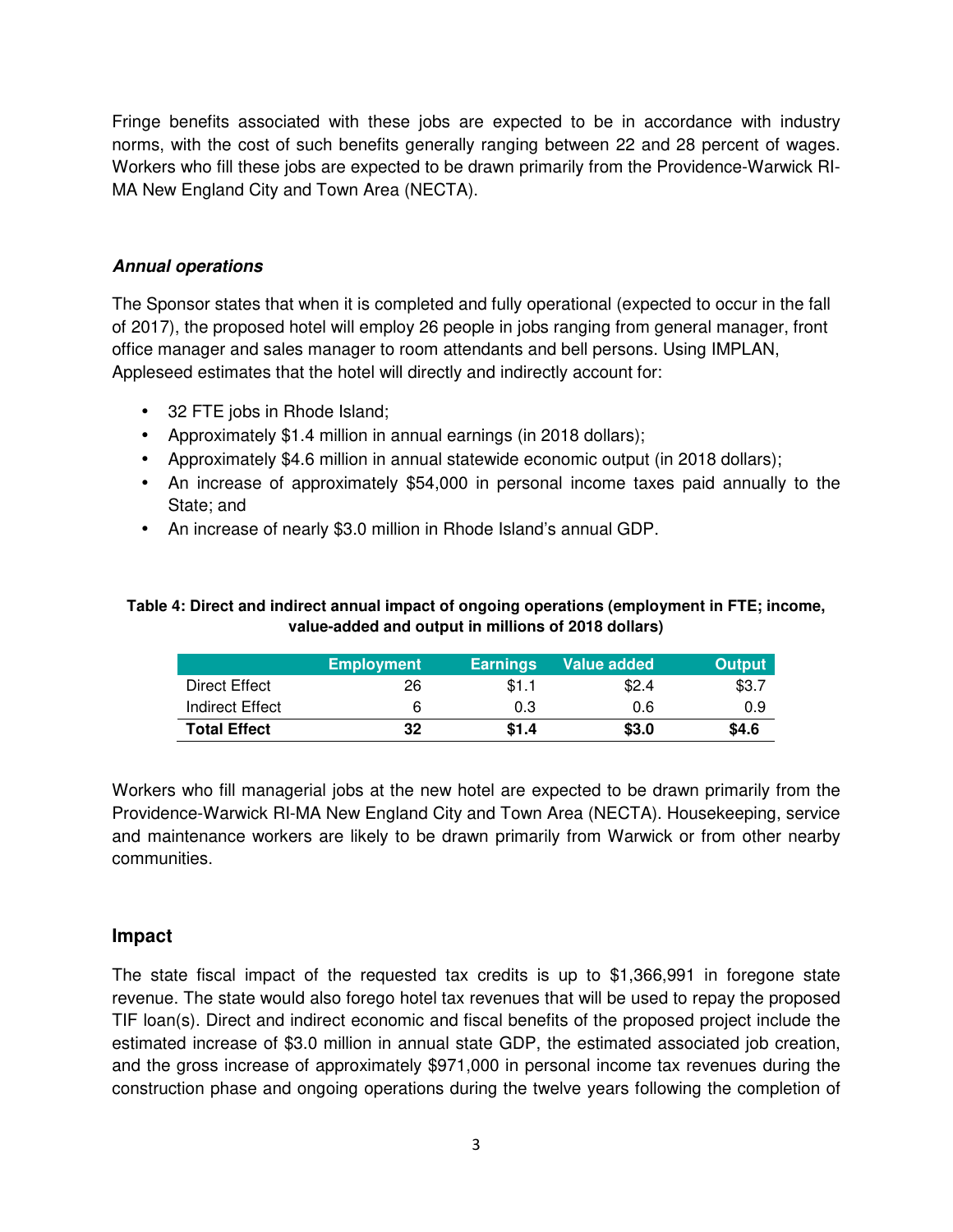Fringe benefits associated with these jobs are expected to be in accordance with industry norms, with the cost of such benefits generally ranging between 22 and 28 percent of wages. Workers who fill these jobs are expected to be drawn primarily from the Providence-Warwick RI-MA New England City and Town Area (NECTA).

### *Annual operations*

The Sponsor states that when it is completed and fully operational (expected to occur in the fall of 2017), the proposed hotel will employ 26 people in jobs ranging from general manager, front office manager and sales manager to room attendants and bell persons. Using IMPLAN, Appleseed estimates that the hotel will directly and indirectly account for:

- 32 FTE jobs in Rhode Island;
- Approximately $1.4 million in annual earnings (in 2018 dollars);
- Approximately $4.6 million in annual statewide economic output (in 2018 dollars);
- An increase of approximately $54,000 in personal income taxes paid annually to the State; and
- An increase of nearly $3.0 million in Rhode Island's annual GDP.

**Table 4: Direct and indirect annual impact of ongoing operations (employment in FTE; income, value-added and output in millions of 2018 dollars)**

| | Employment | Earnings | Value added | Output |
|---|---|---|---|---|
| Direct Effect | 26 | $1.1 | $2.4 | $3.7 |
| Indirect Effect | 6 | 0.3 | 0.6 | 0.9 |
| **Total Effect** | **32** | **$1.4** | **$3.0** | **$4.6** |

Workers who fill managerial jobs at the new hotel are expected to be drawn primarily from the Providence-Warwick RI-MA New England City and Town Area (NECTA). Housekeeping, service and maintenance workers are likely to be drawn primarily from Warwick or from other nearby communities.

## Impact

The state fiscal impact of the requested tax credits is up to $1,366,991 in foregone state revenue. The state would also forego hotel tax revenues that will be used to repay the proposed TIF loan(s). Direct and indirect economic and fiscal benefits of the proposed project include the estimated increase of $3.0 million in annual state GDP, the estimated associated job creation, and the gross increase of approximately $971,000 in personal income tax revenues during the construction phase and ongoing operations during the twelve years following the completion of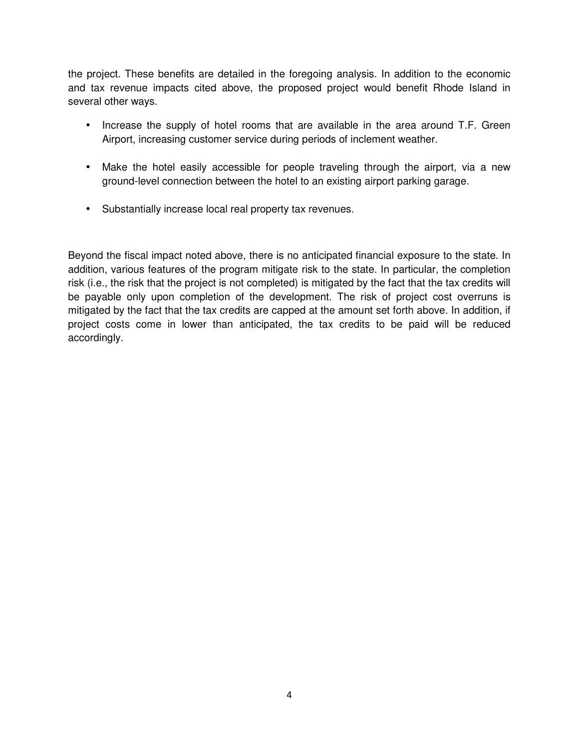the project. These benefits are detailed in the foregoing analysis. In addition to the economic and tax revenue impacts cited above, the proposed project would benefit Rhode Island in several other ways.

- Increase the supply of hotel rooms that are available in the area around T.F. Green Airport, increasing customer service during periods of inclement weather.
- Make the hotel easily accessible for people traveling through the airport, via a new ground-level connection between the hotel to an existing airport parking garage.
- Substantially increase local real property tax revenues.

Beyond the fiscal impact noted above, there is no anticipated financial exposure to the state. In addition, various features of the program mitigate risk to the state. In particular, the completion risk (i.e., the risk that the project is not completed) is mitigated by the fact that the tax credits will be payable only upon completion of the development. The risk of project cost overruns is mitigated by the fact that the tax credits are capped at the amount set forth above. In addition, if project costs come in lower than anticipated, the tax credits to be paid will be reduced accordingly.